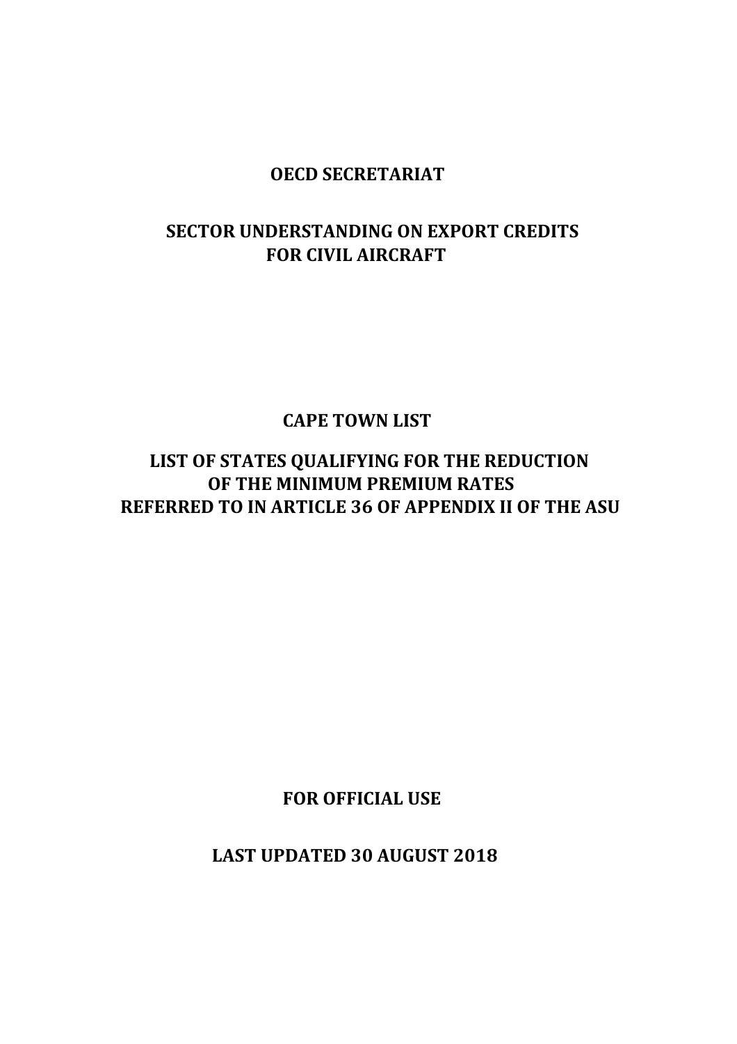**OECD SECRETARIAT**

# SECTOR UNDERSTANDING ON EXPORT CREDITS FOR CIVIL AIRCRAFT

## CAPE TOWN LIST

## LIST OF STATES QUALIFYING FOR THE REDUCTION OF THE MINIMUM PREMIUM RATES REFERRED TO IN ARTICLE 36 OF APPENDIX II OF THE ASU

**FOR OFFICIAL USE**

**LAST UPDATED 30 AUGUST 2018**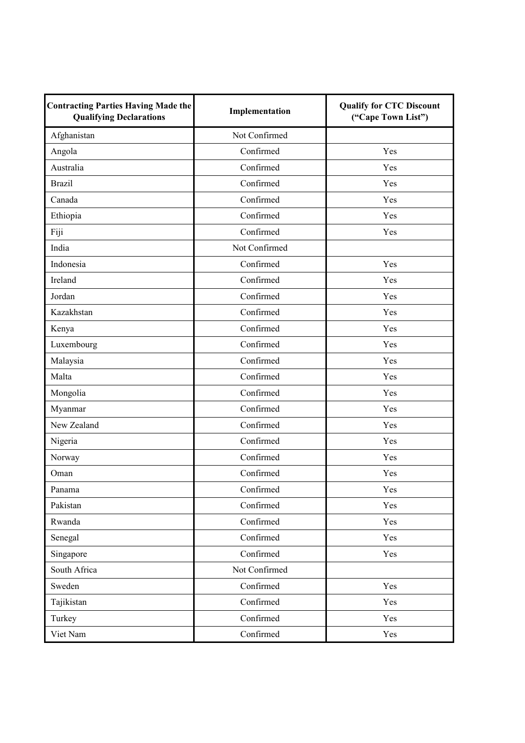| Contracting Parties Having Made the Qualifying Declarations | Implementation | Qualify for CTC Discount ("Cape Town List") |
|---|---|---|
| Afghanistan | Not Confirmed | |
| Angola | Confirmed | Yes |
| Australia | Confirmed | Yes |
| Brazil | Confirmed | Yes |
| Canada | Confirmed | Yes |
| Ethiopia | Confirmed | Yes |
| Fiji | Confirmed | Yes |
| India | Not Confirmed | |
| Indonesia | Confirmed | Yes |
| Ireland | Confirmed | Yes |
| Jordan | Confirmed | Yes |
| Kazakhstan | Confirmed | Yes |
| Kenya | Confirmed | Yes |
| Luxembourg | Confirmed | Yes |
| Malaysia | Confirmed | Yes |
| Malta | Confirmed | Yes |
| Mongolia | Confirmed | Yes |
| Myanmar | Confirmed | Yes |
| New Zealand | Confirmed | Yes |
| Nigeria | Confirmed | Yes |
| Norway | Confirmed | Yes |
| Oman | Confirmed | Yes |
| Panama | Confirmed | Yes |
| Pakistan | Confirmed | Yes |
| Rwanda | Confirmed | Yes |
| Senegal | Confirmed | Yes |
| Singapore | Confirmed | Yes |
| South Africa | Not Confirmed | |
| Sweden | Confirmed | Yes |
| Tajikistan | Confirmed | Yes |
| Turkey | Confirmed | Yes |
| Viet Nam | Confirmed | Yes |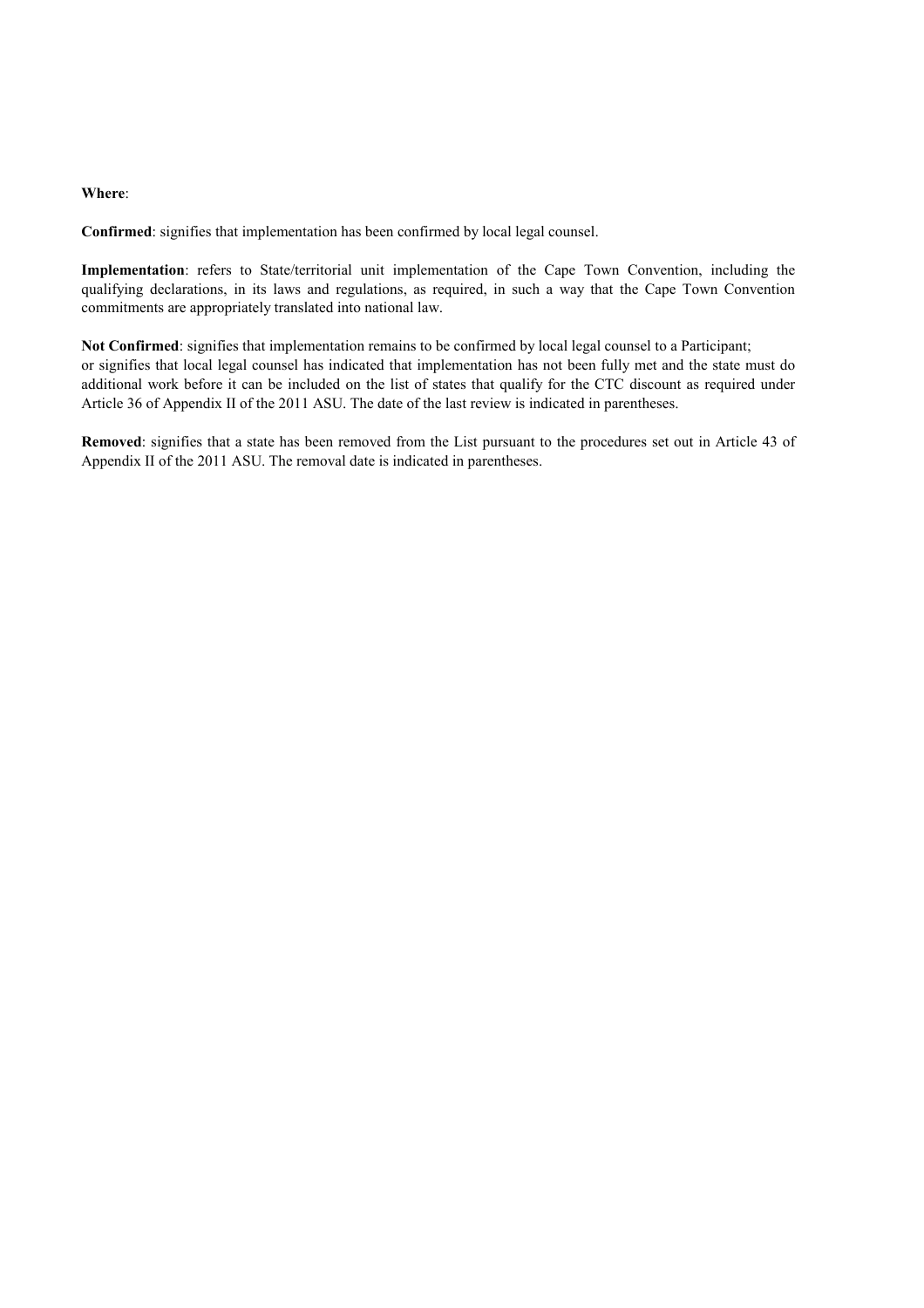**Where**:

**Confirmed**: signifies that implementation has been confirmed by local legal counsel.

**Implementation**: refers to State/territorial unit implementation of the Cape Town Convention, including the qualifying declarations, in its laws and regulations, as required, in such a way that the Cape Town Convention commitments are appropriately translated into national law.

**Not Confirmed**: signifies that implementation remains to be confirmed by local legal counsel to a Participant; or signifies that local legal counsel has indicated that implementation has not been fully met and the state must do additional work before it can be included on the list of states that qualify for the CTC discount as required under Article 36 of Appendix II of the 2011 ASU. The date of the last review is indicated in parentheses.

**Removed**: signifies that a state has been removed from the List pursuant to the procedures set out in Article 43 of Appendix II of the 2011 ASU. The removal date is indicated in parentheses.